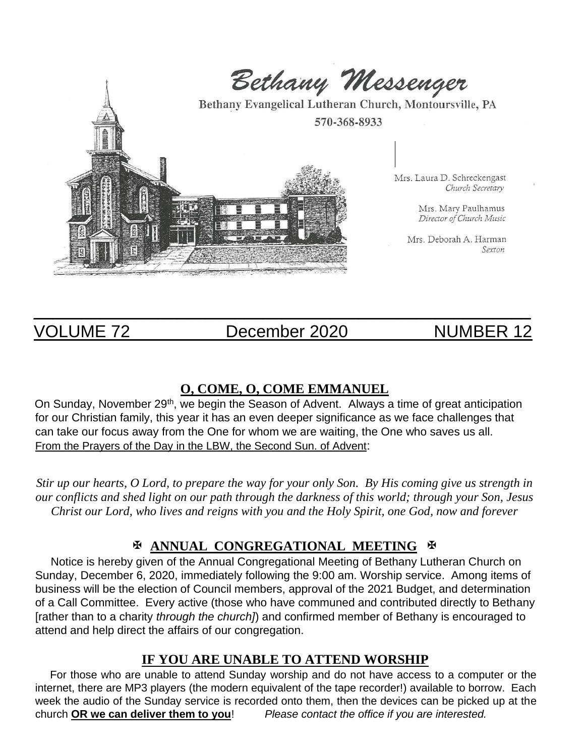# Bethany Messenger

Bethany Evangelical Lutheran Church, Montoursville, PA

570-368-8933

Mrs. Laura D. Schreckengast
*Church Secretary*

Mrs. Mary Paulhamus
*Director of Church Music*

Mrs. Deborah A. Harman
*Sexton*

VOLUME 72 December 2020 NUMBER 12

## O, COME, O, COME EMMANUEL

On Sunday, November 29th, we begin the Season of Advent. Always a time of great anticipation for our Christian family, this year it has an even deeper significance as we face challenges that can take our focus away from the One for whom we are waiting, the One who saves us all. From the Prayers of the Day in the LBW, the Second Sun. of Advent:

*Stir up our hearts, O Lord, to prepare the way for your only Son. By His coming give us strength in our conflicts and shed light on our path through the darkness of this world; through your Son, Jesus Christ our Lord, who lives and reigns with you and the Holy Spirit, one God, now and forever*

## ✠ ANNUAL CONGREGATIONAL MEETING ✠

Notice is hereby given of the Annual Congregational Meeting of Bethany Lutheran Church on Sunday, December 6, 2020, immediately following the 9:00 am. Worship service. Among items of business will be the election of Council members, approval of the 2021 Budget, and determination of a Call Committee. Every active (those who have communed and contributed directly to Bethany [rather than to a charity *through the church]*) and confirmed member of Bethany is encouraged to attend and help direct the affairs of our congregation.

## IF YOU ARE UNABLE TO ATTEND WORSHIP

For those who are unable to attend Sunday worship and do not have access to a computer or the internet, there are MP3 players (the modern equivalent of the tape recorder!) available to borrow. Each week the audio of the Sunday service is recorded onto them, then the devices can be picked up at the church **OR we can deliver them to you**! *Please contact the office if you are interested.*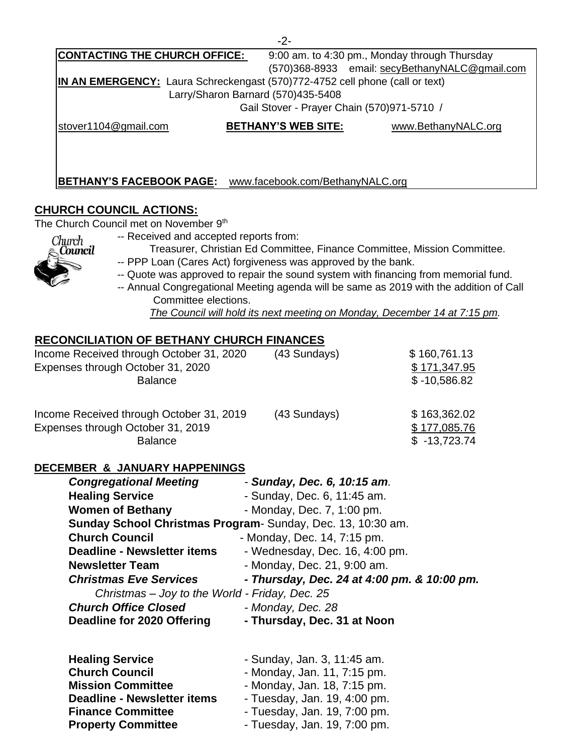**CONTACTING THE CHURCH OFFICE:** 9:00 am. to 4:30 pm., Monday through Thursday
(570)368-8933 email: secyBethanyNALC@gmail.com

**IN AN EMERGENCY:** Laura Schreckengast (570)772-4752 cell phone (call or text)
Larry/Sharon Barnard (570)435-5408
Gail Stover - Prayer Chain (570)971-5710 / stover1104@gmail.com

**BETHANY'S WEB SITE:** www.BethanyNALC.org

**BETHANY'S FACEBOOK PAGE:** www.facebook.com/BethanyNALC.org

## CHURCH COUNCIL ACTIONS:

The Church Council met on November 9th

- -- Received and accepted reports from:
  Treasurer, Christian Ed Committee, Finance Committee, Mission Committee.
- -- PPP Loan (Cares Act) forgiveness was approved by the bank.
- -- Quote was approved to repair the sound system with financing from memorial fund.
- -- Annual Congregational Meeting agenda will be same as 2019 with the addition of Call Committee elections.

*The Council will hold its next meeting on Monday, December 14 at 7:15 pm.*

## RECONCILIATION OF BETHANY CHURCH FINANCES

| | | |
|---|---|---|
| Income Received through October 31, 2020 | (43 Sundays) | $ 160,761.13 |
| Expenses through October 31, 2020 | | $ 171,347.95 |
| Balance | | $ -10,586.82 |
| | | |
| Income Received through October 31, 2019 | (43 Sundays) | $ 163,362.02 |
| Expenses through October 31, 2019 | | $ 177,085.76 |
| Balance | | $ -13,723.74 |

## DECEMBER & JANUARY HAPPENINGS

***Congregational Meeting*** - ***Sunday, Dec. 6, 10:15 am.***
**Healing Service** - Sunday, Dec. 6, 11:45 am.
**Women of Bethany** - Monday, Dec. 7, 1:00 pm.
**Sunday School Christmas Program**- Sunday, Dec. 13, 10:30 am.
**Church Council** - Monday, Dec. 14, 7:15 pm.
**Deadline - Newsletter items** - Wednesday, Dec. 16, 4:00 pm.
**Newsletter Team** - Monday, Dec. 21, 9:00 am.
***Christmas Eve Services*** ***- Thursday, Dec. 24 at 4:00 pm. & 10:00 pm.***
*Christmas – Joy to the World - Friday, Dec. 25*
***Church Office Closed*** *- Monday, Dec. 28*
**Deadline for 2020 Offering** **- Thursday, Dec. 31 at Noon**

**Healing Service** - Sunday, Jan. 3, 11:45 am.
**Church Council** - Monday, Jan. 11, 7:15 pm.
**Mission Committee** - Monday, Jan. 18, 7:15 pm.
**Deadline - Newsletter items** - Tuesday, Jan. 19, 4:00 pm.
**Finance Committee** - Tuesday, Jan. 19, 7:00 pm.
**Property Committee** - Tuesday, Jan. 19, 7:00 pm.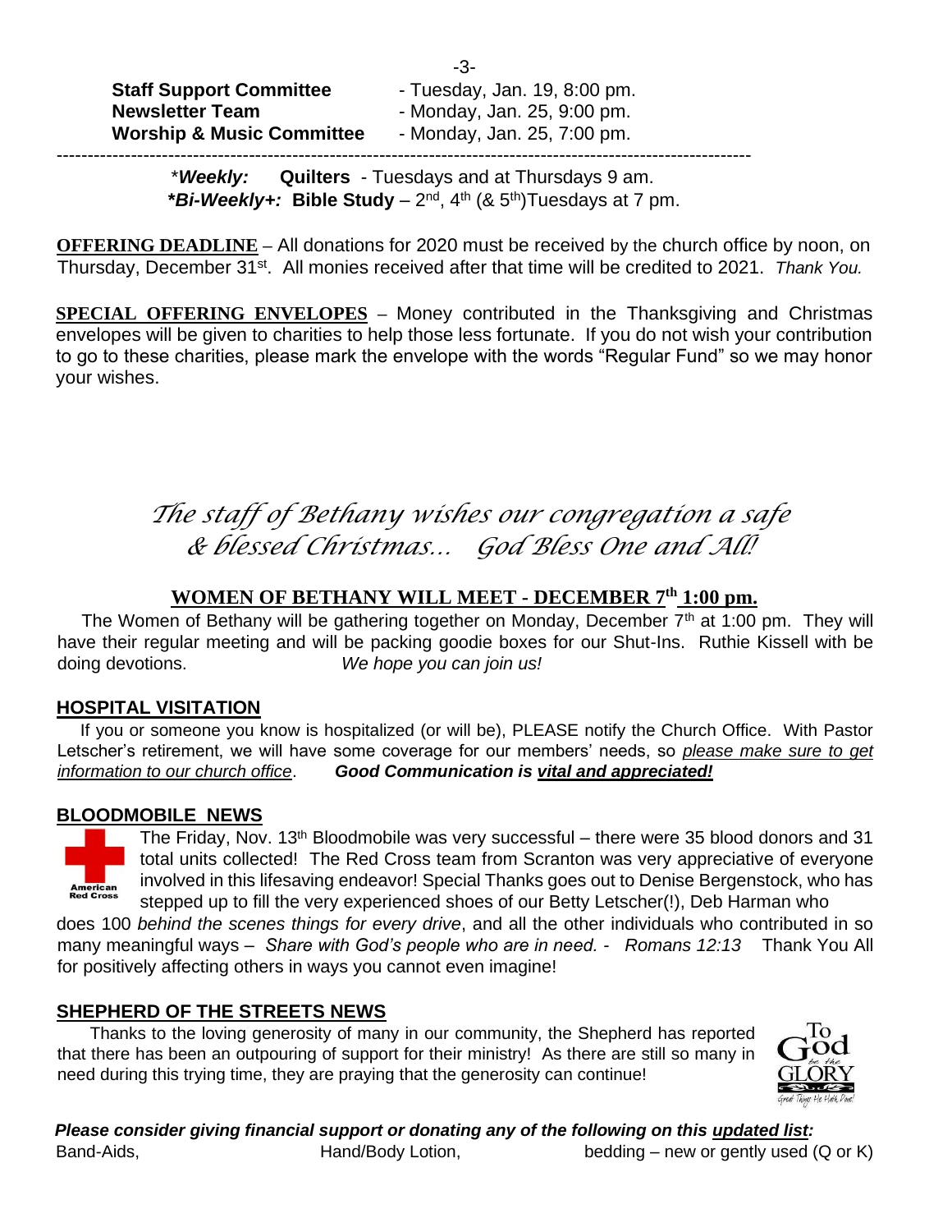**Staff Support Committee** - Tuesday, Jan. 19, 8:00 pm.
**Newsletter Team** - Monday, Jan. 25, 9:00 pm.
**Worship & Music Committee** - Monday, Jan. 25, 7:00 pm.

---

*\*Weekly:* **Quilters** - Tuesdays and at Thursdays 9 am.
***\*Bi-Weekly+:*** **Bible Study** – 2nd, 4th (& 5th)Tuesdays at 7 pm.

**OFFERING DEADLINE** – All donations for 2020 must be received by the church office by noon, on Thursday, December 31st. All monies received after that time will be credited to 2021. *Thank You.*

**SPECIAL OFFERING ENVELOPES** – Money contributed in the Thanksgiving and Christmas envelopes will be given to charities to help those less fortunate. If you do not wish your contribution to go to these charities, please mark the envelope with the words "Regular Fund" so we may honor your wishes.

*The staff of Bethany wishes our congregation a safe & blessed Christmas… God Bless One and All!*

## WOMEN OF BETHANY WILL MEET - DECEMBER 7th 1:00 pm.

The Women of Bethany will be gathering together on Monday, December 7th at 1:00 pm. They will have their regular meeting and will be packing goodie boxes for our Shut-Ins. Ruthie Kissell with be doing devotions. *We hope you can join us!*

## HOSPITAL VISITATION

If you or someone you know is hospitalized (or will be), PLEASE notify the Church Office. With Pastor Letscher's retirement, we will have some coverage for our members' needs, so *please make sure to get information to our church office*. ***Good Communication is vital and appreciated!***

## BLOODMOBILE NEWS

American Red Cross

The Friday, Nov. 13th Bloodmobile was very successful – there were 35 blood donors and 31 total units collected! The Red Cross team from Scranton was very appreciative of everyone involved in this lifesaving endeavor! Special Thanks goes out to Denise Bergenstock, who has stepped up to fill the very experienced shoes of our Betty Letscher(!), Deb Harman who does 100 *behind the scenes things for every drive*, and all the other individuals who contributed in so many meaningful ways – *Share with God's people who are in need. - Romans 12:13* Thank You All for positively affecting others in ways you cannot even imagine!

## SHEPHERD OF THE STREETS NEWS

Thanks to the loving generosity of many in our community, the Shepherd has reported that there has been an outpouring of support for their ministry! As there are still so many in need during this trying time, they are praying that the generosity can continue!

To God be the GLORY — Great Things He Hath Done!

***Please consider giving financial support or donating any of the following on this updated list:***

Band-Aids, Hand/Body Lotion, bedding – new or gently used (Q or K)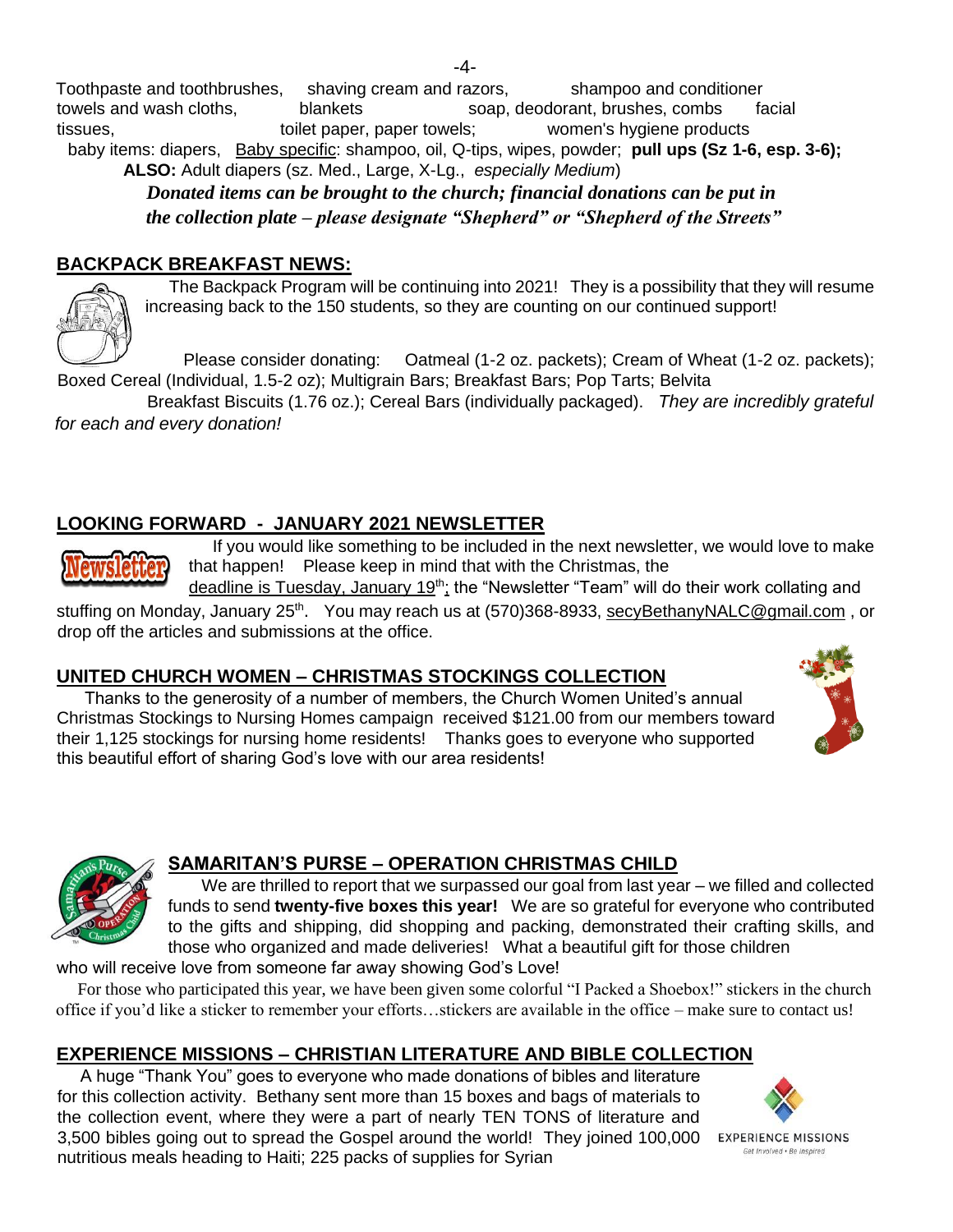Toothpaste and toothbrushes, shaving cream and razors, shampoo and conditioner towels and wash cloths, blankets soap, deodorant, brushes, combs facial tissues, toilet paper, paper towels; women's hygiene products

baby items: diapers, Baby specific: shampoo, oil, Q-tips, wipes, powder; **pull ups (Sz 1-6, esp. 3-6);**

**ALSO:** Adult diapers (sz. Med., Large, X-Lg., *especially Medium*)

***Donated items can be brought to the church; financial donations can be put in the collection plate – please designate "Shepherd" or "Shepherd of the Streets"***

## BACKPACK BREAKFAST NEWS:

The Backpack Program will be continuing into 2021! They is a possibility that they will resume increasing back to the 150 students, so they are counting on our continued support!

Please consider donating: Oatmeal (1-2 oz. packets); Cream of Wheat (1-2 oz. packets); Boxed Cereal (Individual, 1.5-2 oz); Multigrain Bars; Breakfast Bars; Pop Tarts; Belvita Breakfast Biscuits (1.76 oz.); Cereal Bars (individually packaged). *They are incredibly grateful for each and every donation!*

## LOOKING FORWARD - JANUARY 2021 NEWSLETTER

If you would like something to be included in the next newsletter, we would love to make that happen! Please keep in mind that with the Christmas, the deadline is Tuesday, January 19th; the "Newsletter "Team" will do their work collating and stuffing on Monday, January 25th. You may reach us at (570)368-8933, secyBethanyNALC@gmail.com , or drop off the articles and submissions at the office.

## UNITED CHURCH WOMEN – CHRISTMAS STOCKINGS COLLECTION

Thanks to the generosity of a number of members, the Church Women United's annual Christmas Stockings to Nursing Homes campaign received $121.00 from our members toward their 1,125 stockings for nursing home residents! Thanks goes to everyone who supported this beautiful effort of sharing God's love with our area residents!

## SAMARITAN'S PURSE – OPERATION CHRISTMAS CHILD

We are thrilled to report that we surpassed our goal from last year – we filled and collected funds to send **twenty-five boxes this year!** We are so grateful for everyone who contributed to the gifts and shipping, did shopping and packing, demonstrated their crafting skills, and those who organized and made deliveries! What a beautiful gift for those children who will receive love from someone far away showing God's Love!

For those who participated this year, we have been given some colorful "I Packed a Shoebox!" stickers in the church office if you'd like a sticker to remember your efforts…stickers are available in the office – make sure to contact us!

## EXPERIENCE MISSIONS – CHRISTIAN LITERATURE AND BIBLE COLLECTION

A huge "Thank You" goes to everyone who made donations of bibles and literature for this collection activity. Bethany sent more than 15 boxes and bags of materials to the collection event, where they were a part of nearly TEN TONS of literature and 3,500 bibles going out to spread the Gospel around the world! They joined 100,000 nutritious meals heading to Haiti; 225 packs of supplies for Syrian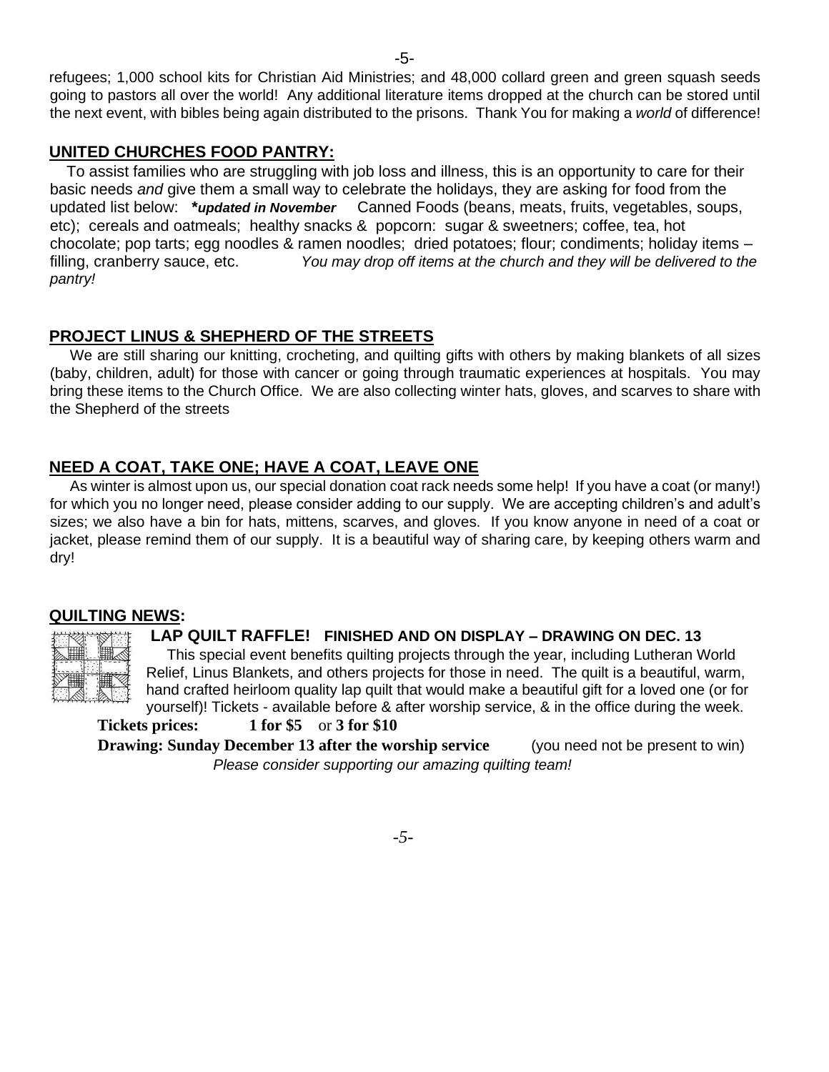refugees; 1,000 school kits for Christian Aid Ministries; and 48,000 collard green and green squash seeds going to pastors all over the world! Any additional literature items dropped at the church can be stored until the next event, with bibles being again distributed to the prisons. Thank You for making a *world* of difference!

## UNITED CHURCHES FOOD PANTRY:

To assist families who are struggling with job loss and illness, this is an opportunity to care for their basic needs *and* give them a small way to celebrate the holidays, they are asking for food from the updated list below: ***updated in November** Canned Foods (beans, meats, fruits, vegetables, soups, etc); cereals and oatmeals; healthy snacks & popcorn: sugar & sweetners; coffee, tea, hot chocolate; pop tarts; egg noodles & ramen noodles; dried potatoes; flour; condiments; holiday items – filling, cranberry sauce, etc. *You may drop off items at the church and they will be delivered to the pantry!*

## PROJECT LINUS & SHEPHERD OF THE STREETS

We are still sharing our knitting, crocheting, and quilting gifts with others by making blankets of all sizes (baby, children, adult) for those with cancer or going through traumatic experiences at hospitals. You may bring these items to the Church Office. We are also collecting winter hats, gloves, and scarves to share with the Shepherd of the streets

## NEED A COAT, TAKE ONE; HAVE A COAT, LEAVE ONE

As winter is almost upon us, our special donation coat rack needs some help! If you have a coat (or many!) for which you no longer need, please consider adding to our supply. We are accepting children's and adult's sizes; we also have a bin for hats, mittens, scarves, and gloves. If you know anyone in need of a coat or jacket, please remind them of our supply. It is a beautiful way of sharing care, by keeping others warm and dry!

## QUILTING NEWS:

**LAP QUILT RAFFLE! FINISHED AND ON DISPLAY – DRAWING ON DEC. 13**

This special event benefits quilting projects through the year, including Lutheran World Relief, Linus Blankets, and others projects for those in need. The quilt is a beautiful, warm, hand crafted heirloom quality lap quilt that would make a beautiful gift for a loved one (or for yourself)! Tickets - available before & after worship service, & in the office during the week.

**Tickets prices: 1 for $5** or **3 for $10**

**Drawing: Sunday December 13 after the worship service** (you need not be present to win)

*Please consider supporting our amazing quilting team!*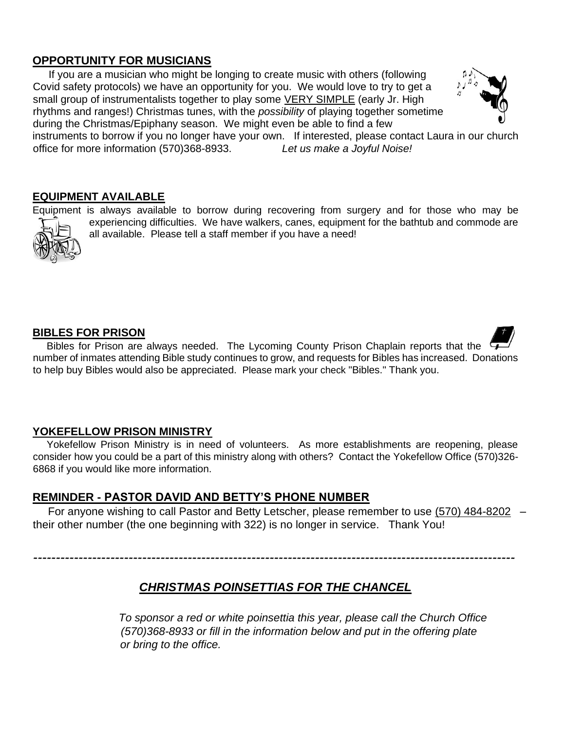## OPPORTUNITY FOR MUSICIANS

If you are a musician who might be longing to create music with others (following Covid safety protocols) we have an opportunity for you. We would love to try to get a small group of instrumentalists together to play some VERY SIMPLE (early Jr. High rhythms and ranges!) Christmas tunes, with the *possibility* of playing together sometime during the Christmas/Epiphany season. We might even be able to find a few instruments to borrow if you no longer have your own. If interested, please contact Laura in our church office for more information (570)368-8933. *Let us make a Joyful Noise!*

## EQUIPMENT AVAILABLE

Equipment is always available to borrow during recovering from surgery and for those who may be experiencing difficulties. We have walkers, canes, equipment for the bathtub and commode are all available. Please tell a staff member if you have a need!

## BIBLES FOR PRISON

Bibles for Prison are always needed. The Lycoming County Prison Chaplain reports that the number of inmates attending Bible study continues to grow, and requests for Bibles has increased. Donations to help buy Bibles would also be appreciated. Please mark your check "Bibles." Thank you.

## YOKEFELLOW PRISON MINISTRY

Yokefellow Prison Ministry is in need of volunteers. As more establishments are reopening, please consider how you could be a part of this ministry along with others? Contact the Yokefellow Office (570)326-6868 if you would like more information.

## REMINDER - PASTOR DAVID AND BETTY'S PHONE NUMBER

For anyone wishing to call Pastor and Betty Letscher, please remember to use (570) 484-8202 – their other number (the one beginning with 322) is no longer in service. Thank You!

---

## *CHRISTMAS POINSETTIAS FOR THE CHANCEL*

*To sponsor a red or white poinsettia this year, please call the Church Office (570)368-8933 or fill in the information below and put in the offering plate or bring to the office.*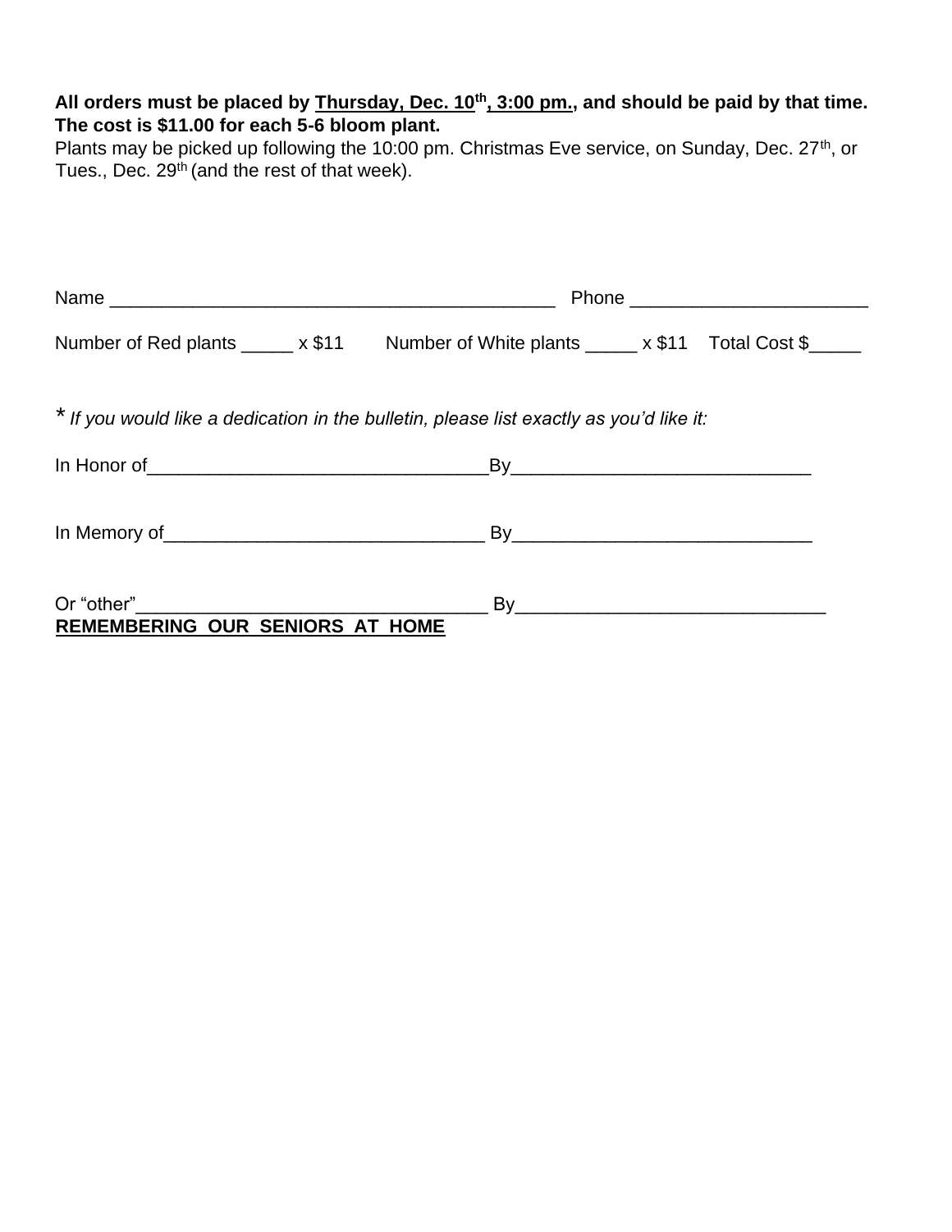**All orders must be placed by Thursday, Dec. 10th, 3:00 pm., and should be paid by that time. The cost is $11.00 for each 5-6 bloom plant.**

Plants may be picked up following the 10:00 pm. Christmas Eve service, on Sunday, Dec. 27th, or Tues., Dec. 29th (and the rest of that week).

Name ____________________________________________ Phone _______________________

Number of Red plants _____ x $11 Number of White plants _____ x $11 Total Cost $_____

\* *If you would like a dedication in the bulletin, please list exactly as you'd like it:*

In Honor of_________________________________By_____________________________

In Memory of_______________________________ By_____________________________

Or "other"_________________________________ By______________________________

**REMEMBERING OUR SENIORS AT HOME**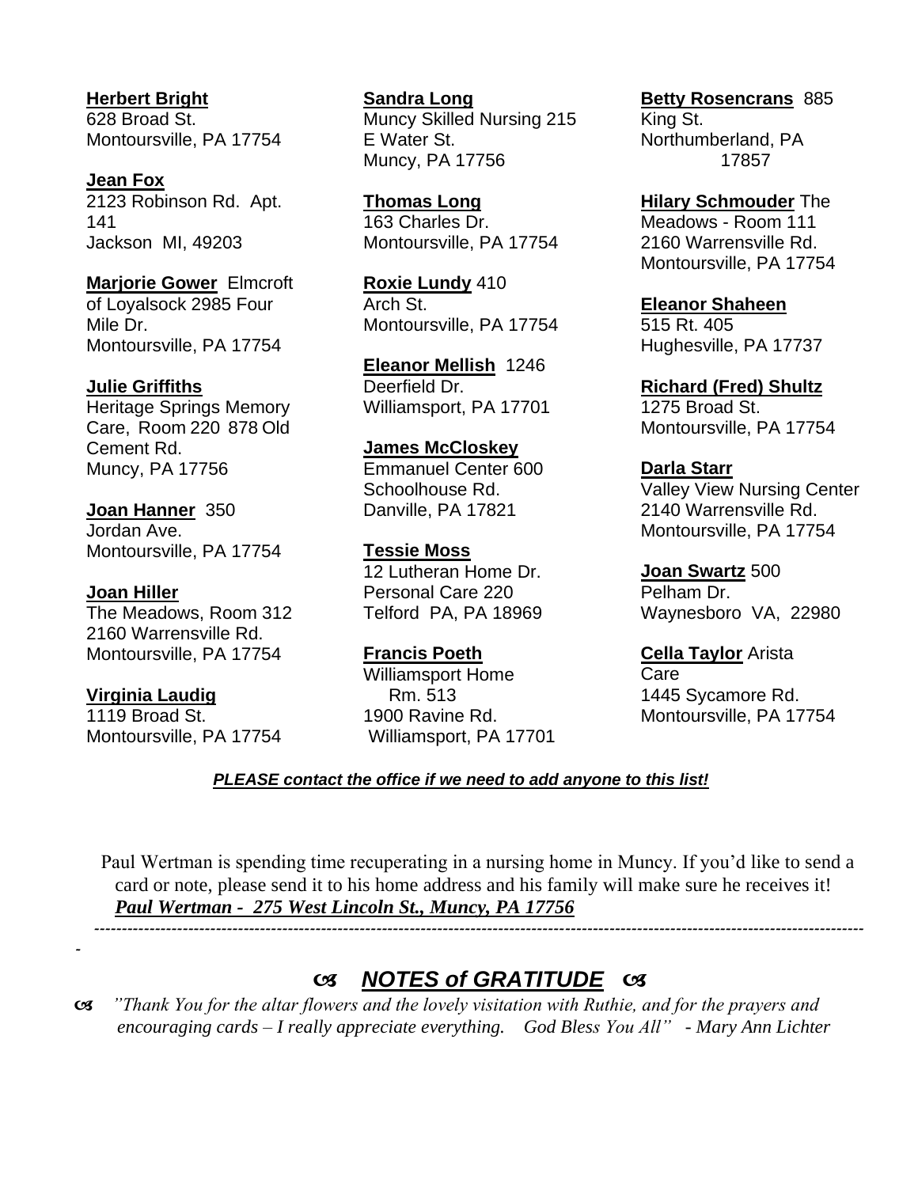**Herbert Bright**
628 Broad St.
Montoursville, PA 17754

**Jean Fox**
2123 Robinson Rd. Apt. 141
Jackson MI, 49203

**Marjorie Gower** Elmcroft of Loyalsock 2985 Four Mile Dr.
Montoursville, PA 17754

**Julie Griffiths**
Heritage Springs Memory Care, Room 220 878 Old Cement Rd.
Muncy, PA 17756

**Joan Hanner** 350 Jordan Ave.
Montoursville, PA 17754

**Joan Hiller**
The Meadows, Room 312
2160 Warrensville Rd.
Montoursville, PA 17754

**Virginia Laudig**
1119 Broad St.
Montoursville, PA 17754

**Sandra Long**
Muncy Skilled Nursing 215 E Water St.
Muncy, PA 17756

**Thomas Long**
163 Charles Dr.
Montoursville, PA 17754

**Roxie Lundy** 410 Arch St.
Montoursville, PA 17754

**Eleanor Mellish** 1246 Deerfield Dr.
Williamsport, PA 17701

**James McCloskey**
Emmanuel Center 600 Schoolhouse Rd.
Danville, PA 17821

**Tessie Moss**
12 Lutheran Home Dr.
Personal Care 220
Telford PA, PA 18969

**Francis Poeth**
Williamsport Home
Rm. 513
1900 Ravine Rd.
Williamsport, PA 17701

**Betty Rosencrans** 885 King St.
Northumberland, PA 17857

**Hilary Schmouder** The Meadows - Room 111
2160 Warrensville Rd.
Montoursville, PA 17754

**Eleanor Shaheen**
515 Rt. 405
Hughesville, PA 17737

**Richard (Fred) Shultz**
1275 Broad St.
Montoursville, PA 17754

**Darla Starr**
Valley View Nursing Center
2140 Warrensville Rd.
Montoursville, PA 17754

**Joan Swartz** 500 Pelham Dr.
Waynesboro VA, 22980

**Cella Taylor** Arista Care
1445 Sycamore Rd.
Montoursville, PA 17754

***PLEASE contact the office if we need to add anyone to this list!***

Paul Wertman is spending time recuperating in a nursing home in Muncy. If you'd like to send a card or note, please send it to his home address and his family will make sure he receives it!
***Paul Wertman - 275 West Lincoln St., Muncy, PA 17756***

---

## ***NOTES of GRATITUDE***

*"Thank You for the altar flowers and the lovely visitation with Ruthie, and for the prayers and encouraging cards – I really appreciate everything. God Bless You All" - Mary Ann Lichter*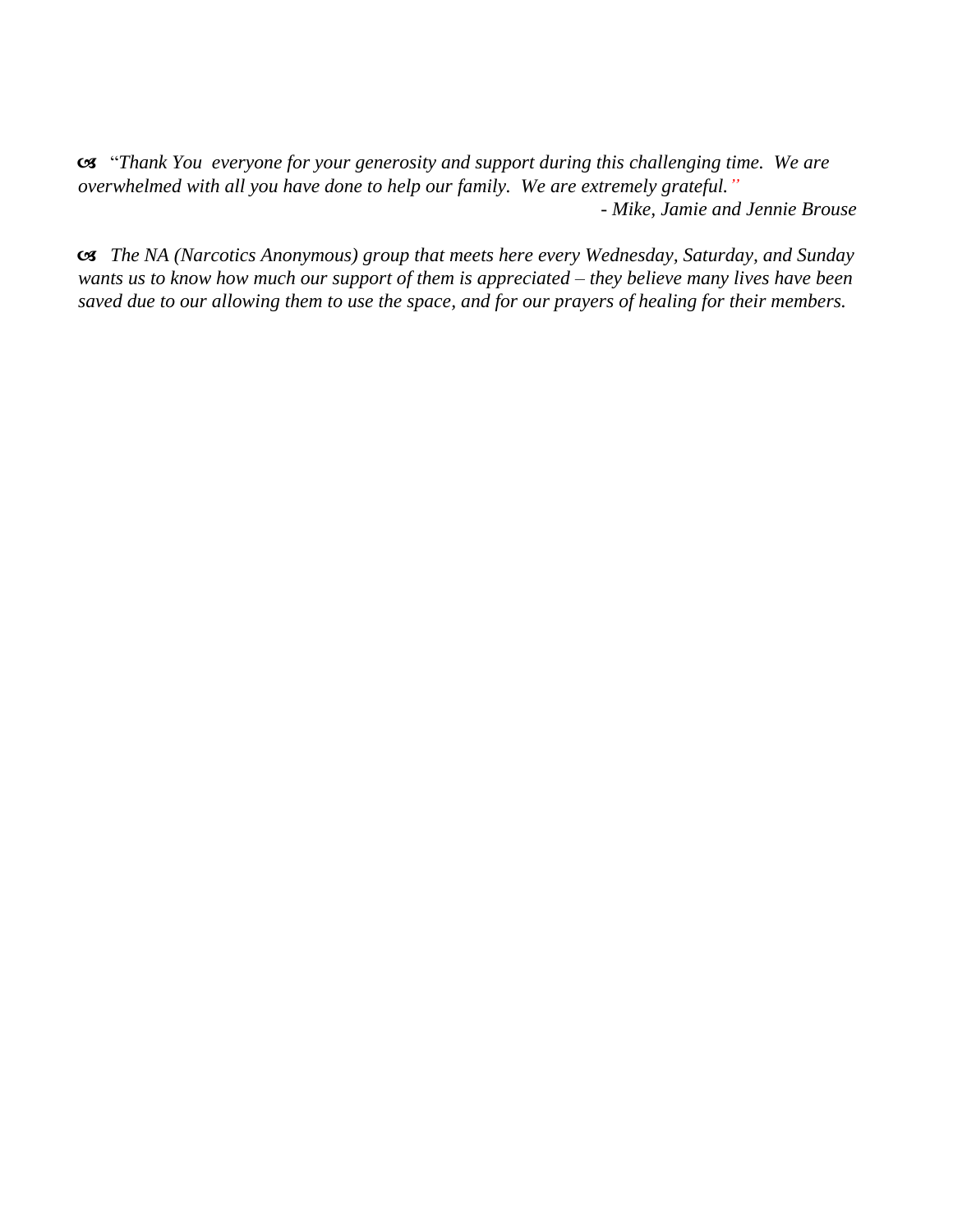"*Thank You  everyone for your generosity and support during this challenging time.  We are overwhelmed with all you have done to help our family.  We are extremely grateful.*"

*- Mike, Jamie and Jennie Brouse*

*The NA (Narcotics Anonymous) group that meets here every Wednesday, Saturday, and Sunday wants us to know how much our support of them is appreciated – they believe many lives have been saved due to our allowing them to use the space, and for our prayers of healing for their members.*